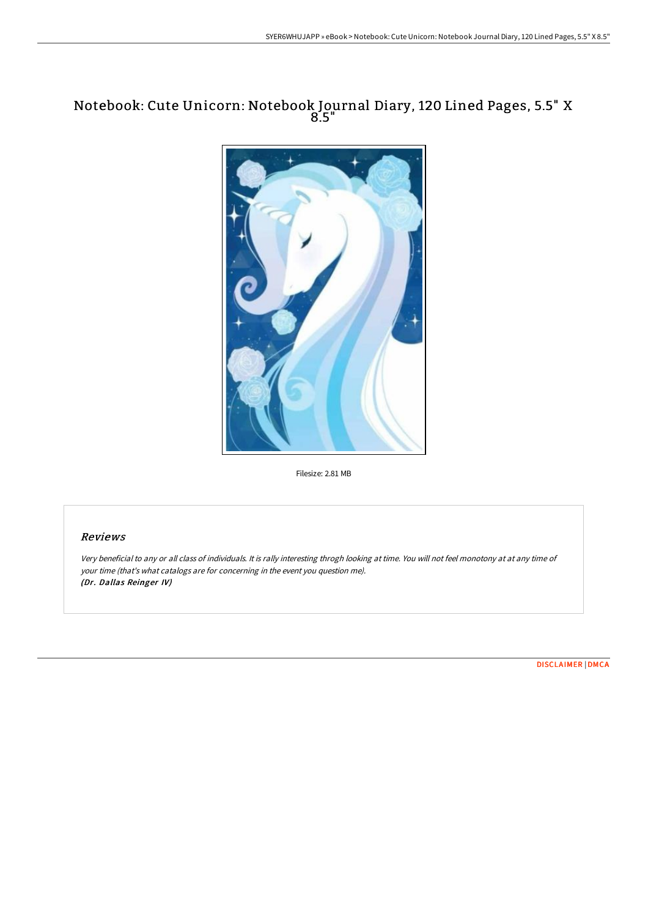# Notebook: Cute Unicorn: Notebook Journal Diary, 120 Lined Pages, 5.5" X 8.5"

Filesize: 2.81 MB

## Reviews

*Very beneficial to any or all class of individuals. It is rally interesting throgh looking at time. You will not feel monotony at at any time of your time (that's what catalogs are for concerning in the event you question me).*
*(Dr. Dallas Reinger IV)*

DISCLAIMER | DMCA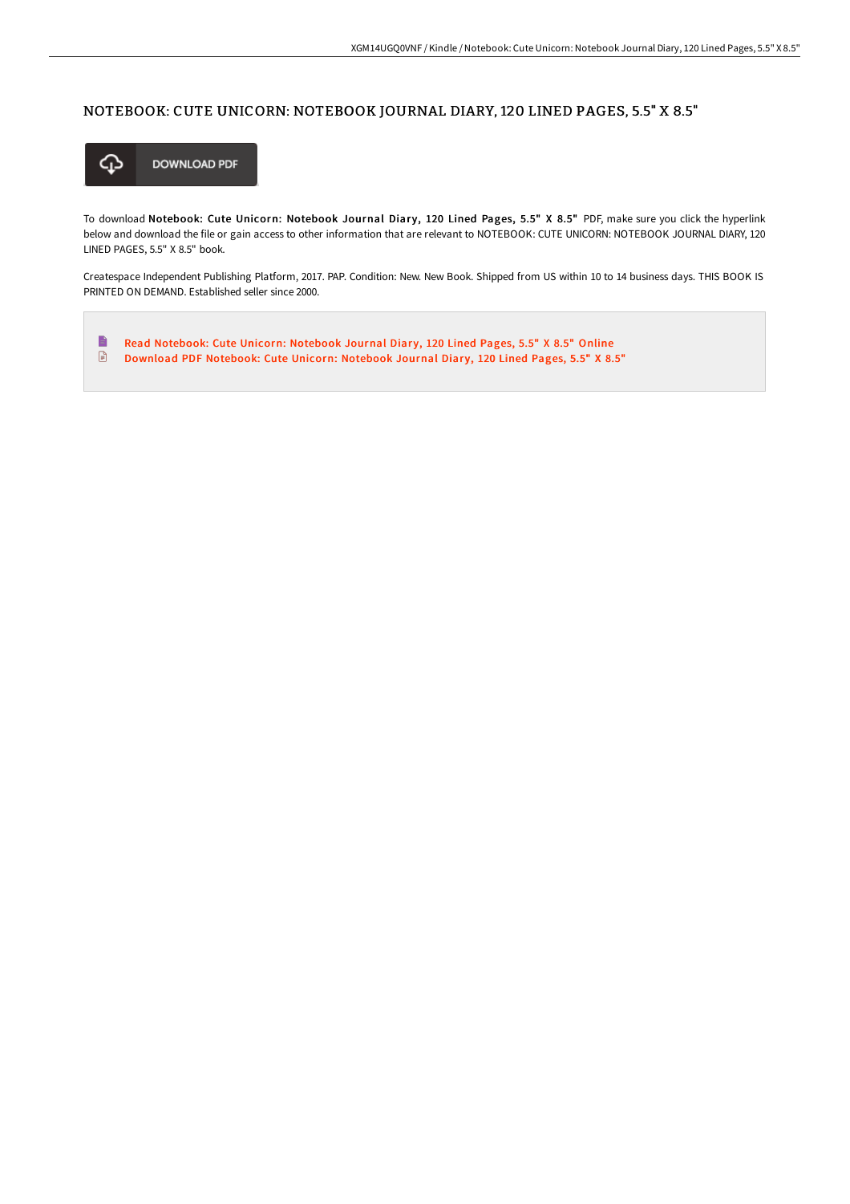# NOTEBOOK: CUTE UNICORN: NOTEBOOK JOURNAL DIARY, 120 LINED PAGES, 5.5" X 8.5"

DOWNLOAD PDF

To download **Notebook: Cute Unicorn: Notebook Journal Diary, 120 Lined Pages, 5.5" X 8.5"** PDF, make sure you click the hyperlink below and download the file or gain access to other information that are relevant to NOTEBOOK: CUTE UNICORN: NOTEBOOK JOURNAL DIARY, 120 LINED PAGES, 5.5" X 8.5" book.

Createspace Independent Publishing Platform, 2017. PAP. Condition: New. New Book. Shipped from US within 10 to 14 business days. THIS BOOK IS PRINTED ON DEMAND. Established seller since 2000.

- Read Notebook: Cute Unicorn: Notebook Journal Diary, 120 Lined Pages, 5.5" X 8.5" Online
- Download PDF Notebook: Cute Unicorn: Notebook Journal Diary, 120 Lined Pages, 5.5" X 8.5"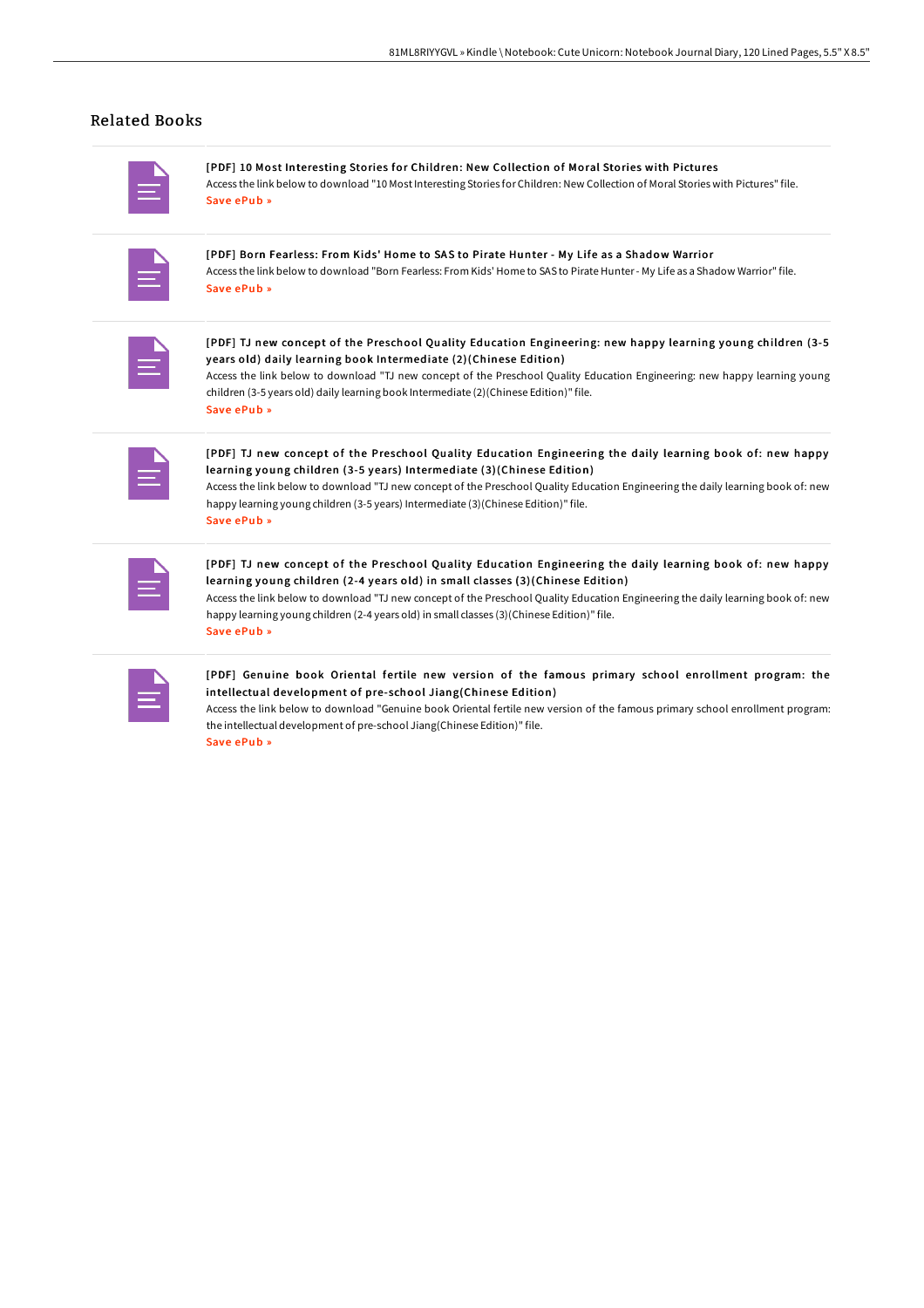## Related Books

[PDF] 10 Most Interesting Stories for Children: New Collection of Moral Stories with Pictures
Access the link below to download "10 Most Interesting Stories for Children: New Collection of Moral Stories with Pictures" file.
Save ePub »

[PDF] Born Fearless: From Kids' Home to SAS to Pirate Hunter - My Life as a Shadow Warrior
Access the link below to download "Born Fearless: From Kids' Home to SAS to Pirate Hunter - My Life as a Shadow Warrior" file.
Save ePub »

[PDF] TJ new concept of the Preschool Quality Education Engineering: new happy learning young children (3-5 years old) daily learning book Intermediate (2)(Chinese Edition)
Access the link below to download "TJ new concept of the Preschool Quality Education Engineering: new happy learning young children (3-5 years old) daily learning book Intermediate (2)(Chinese Edition)" file.
Save ePub »

[PDF] TJ new concept of the Preschool Quality Education Engineering the daily learning book of: new happy learning young children (3-5 years) Intermediate (3)(Chinese Edition)
Access the link below to download "TJ new concept of the Preschool Quality Education Engineering the daily learning book of: new happy learning young children (3-5 years) Intermediate (3)(Chinese Edition)" file.
Save ePub »

[PDF] TJ new concept of the Preschool Quality Education Engineering the daily learning book of: new happy learning young children (2-4 years old) in small classes (3)(Chinese Edition)
Access the link below to download "TJ new concept of the Preschool Quality Education Engineering the daily learning book of: new happy learning young children (2-4 years old) in small classes (3)(Chinese Edition)" file.
Save ePub »

[PDF] Genuine book Oriental fertile new version of the famous primary school enrollment program: the intellectual development of pre-school Jiang(Chinese Edition)
Access the link below to download "Genuine book Oriental fertile new version of the famous primary school enrollment program: the intellectual development of pre-school Jiang(Chinese Edition)" file.
Save ePub »